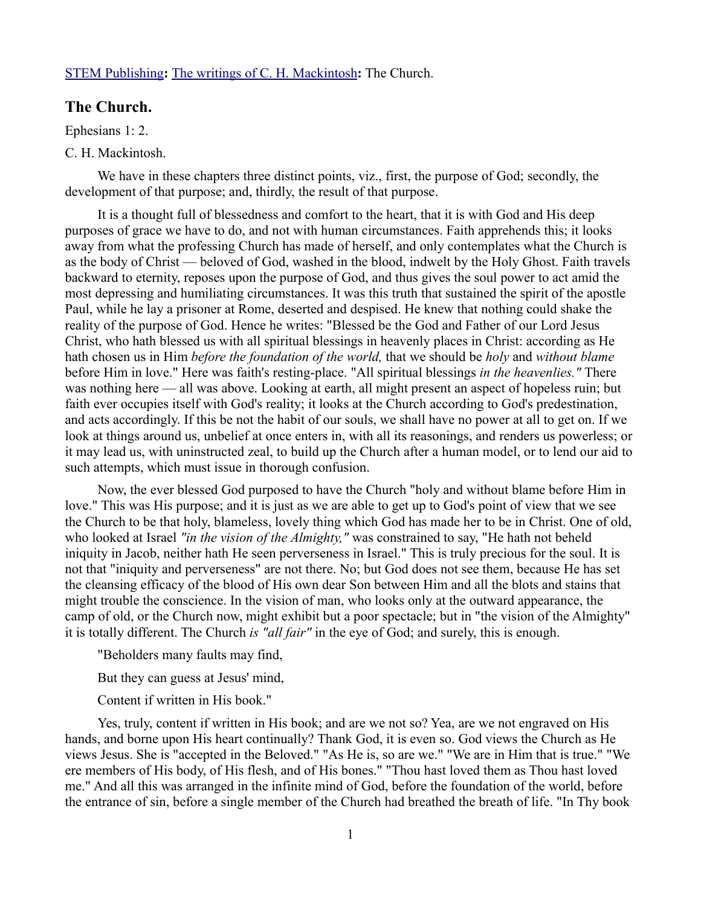[STEM Publishing](): [The writings of C. H. Mackintosh](): The Church.

## The Church.

Ephesians 1: 2.

C. H. Mackintosh.

We have in these chapters three distinct points, viz., first, the purpose of God; secondly, the development of that purpose; and, thirdly, the result of that purpose.

It is a thought full of blessedness and comfort to the heart, that it is with God and His deep purposes of grace we have to do, and not with human circumstances. Faith apprehends this; it looks away from what the professing Church has made of herself, and only contemplates what the Church is as the body of Christ — beloved of God, washed in the blood, indwelt by the Holy Ghost. Faith travels backward to eternity, reposes upon the purpose of God, and thus gives the soul power to act amid the most depressing and humiliating circumstances. It was this truth that sustained the spirit of the apostle Paul, while he lay a prisoner at Rome, deserted and despised. He knew that nothing could shake the reality of the purpose of God. Hence he writes: "Blessed be the God and Father of our Lord Jesus Christ, who hath blessed us with all spiritual blessings in heavenly places in Christ: according as He hath chosen us in Him *before the foundation of the world,* that we should be *holy* and *without blame* before Him in love." Here was faith's resting-place. "All spiritual blessings *in the heavenlies."* There was nothing here — all was above. Looking at earth, all might present an aspect of hopeless ruin; but faith ever occupies itself with God's reality; it looks at the Church according to God's predestination, and acts accordingly. If this be not the habit of our souls, we shall have no power at all to get on. If we look at things around us, unbelief at once enters in, with all its reasonings, and renders us powerless; or it may lead us, with uninstructed zeal, to build up the Church after a human model, or to lend our aid to such attempts, which must issue in thorough confusion.

Now, the ever blessed God purposed to have the Church "holy and without blame before Him in love." This was His purpose; and it is just as we are able to get up to God's point of view that we see the Church to be that holy, blameless, lovely thing which God has made her to be in Christ. One of old, who looked at Israel *"in the vision of the Almighty,"* was constrained to say, "He hath not beheld iniquity in Jacob, neither hath He seen perverseness in Israel." This is truly precious for the soul. It is not that "iniquity and perverseness" are not there. No; but God does not see them, because He has set the cleansing efficacy of the blood of His own dear Son between Him and all the blots and stains that might trouble the conscience. In the vision of man, who looks only at the outward appearance, the camp of old, or the Church now, might exhibit but a poor spectacle; but in "the vision of the Almighty" it is totally different. The Church *is "all fair"* in the eye of God; and surely, this is enough.

"Beholders many faults may find,

But they can guess at Jesus' mind,

Content if written in His book."

Yes, truly, content if written in His book; and are we not so? Yea, are we not engraved on His hands, and borne upon His heart continually? Thank God, it is even so. God views the Church as He views Jesus. She is "accepted in the Beloved." "As He is, so are we." "We are in Him that is true." "We ere members of His body, of His flesh, and of His bones." "Thou hast loved them as Thou hast loved me." And all this was arranged in the infinite mind of God, before the foundation of the world, before the entrance of sin, before a single member of the Church had breathed the breath of life. "In Thy book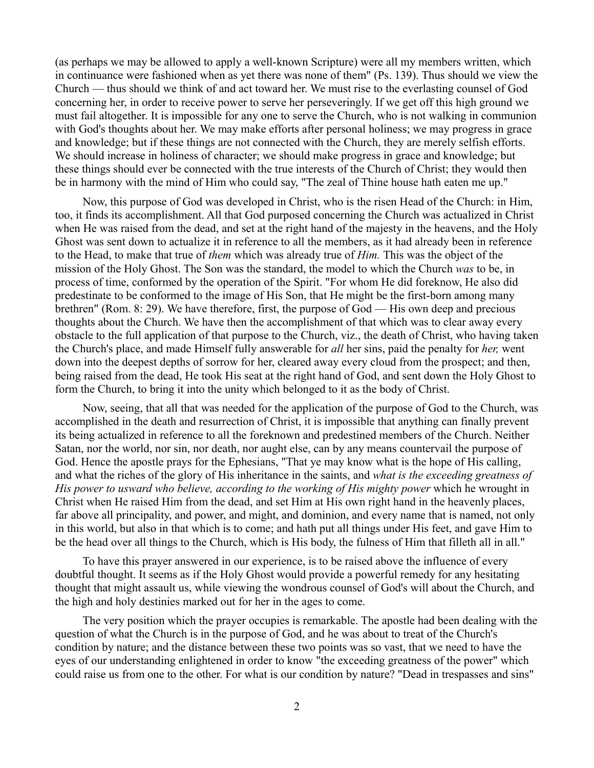(as perhaps we may be allowed to apply a well-known Scripture) were all my members written, which in continuance were fashioned when as yet there was none of them" (Ps. 139). Thus should we view the Church — thus should we think of and act toward her. We must rise to the everlasting counsel of God concerning her, in order to receive power to serve her perseveringly. If we get off this high ground we must fail altogether. It is impossible for any one to serve the Church, who is not walking in communion with God's thoughts about her. We may make efforts after personal holiness; we may progress in grace and knowledge; but if these things are not connected with the Church, they are merely selfish efforts. We should increase in holiness of character; we should make progress in grace and knowledge; but these things should ever be connected with the true interests of the Church of Christ; they would then be in harmony with the mind of Him who could say, "The zeal of Thine house hath eaten me up."

Now, this purpose of God was developed in Christ, who is the risen Head of the Church: in Him, too, it finds its accomplishment. All that God purposed concerning the Church was actualized in Christ when He was raised from the dead, and set at the right hand of the majesty in the heavens, and the Holy Ghost was sent down to actualize it in reference to all the members, as it had already been in reference to the Head, to make that true of *them* which was already true of *Him.* This was the object of the mission of the Holy Ghost. The Son was the standard, the model to which the Church *was* to be, in process of time, conformed by the operation of the Spirit. "For whom He did foreknow, He also did predestinate to be conformed to the image of His Son, that He might be the first-born among many brethren" (Rom. 8: 29). We have therefore, first, the purpose of God — His own deep and precious thoughts about the Church. We have then the accomplishment of that which was to clear away every obstacle to the full application of that purpose to the Church, viz., the death of Christ, who having taken the Church's place, and made Himself fully answerable for *all* her sins, paid the penalty for *her,* went down into the deepest depths of sorrow for her, cleared away every cloud from the prospect; and then, being raised from the dead, He took His seat at the right hand of God, and sent down the Holy Ghost to form the Church, to bring it into the unity which belonged to it as the body of Christ.

Now, seeing, that all that was needed for the application of the purpose of God to the Church, was accomplished in the death and resurrection of Christ, it is impossible that anything can finally prevent its being actualized in reference to all the foreknown and predestined members of the Church. Neither Satan, nor the world, nor sin, nor death, nor aught else, can by any means countervail the purpose of God. Hence the apostle prays for the Ephesians, "That ye may know what is the hope of His calling, and what the riches of the glory of His inheritance in the saints, and *what is the exceeding greatness of His power to usward who believe, according to the working of His mighty power* which he wrought in Christ when He raised Him from the dead, and set Him at His own right hand in the heavenly places, far above all principality, and power, and might, and dominion, and every name that is named, not only in this world, but also in that which is to come; and hath put all things under His feet, and gave Him to be the head over all things to the Church, which is His body, the fulness of Him that filleth all in all."

To have this prayer answered in our experience, is to be raised above the influence of every doubtful thought. It seems as if the Holy Ghost would provide a powerful remedy for any hesitating thought that might assault us, while viewing the wondrous counsel of God's will about the Church, and the high and holy destinies marked out for her in the ages to come.

The very position which the prayer occupies is remarkable. The apostle had been dealing with the question of what the Church is in the purpose of God, and he was about to treat of the Church's condition by nature; and the distance between these two points was so vast, that we need to have the eyes of our understanding enlightened in order to know "the exceeding greatness of the power" which could raise us from one to the other. For what is our condition by nature? "Dead in trespasses and sins"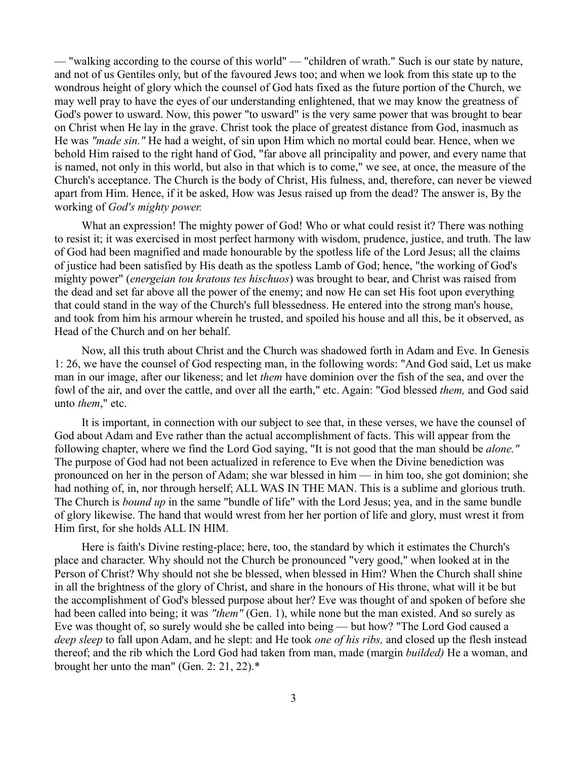— "walking according to the course of this world" — "children of wrath." Such is our state by nature, and not of us Gentiles only, but of the favoured Jews too; and when we look from this state up to the wondrous height of glory which the counsel of God hats fixed as the future portion of the Church, we may well pray to have the eyes of our understanding enlightened, that we may know the greatness of God's power to usward. Now, this power "to usward" is the very same power that was brought to bear on Christ when He lay in the grave. Christ took the place of greatest distance from God, inasmuch as He was *"made sin."* He had a weight, of sin upon Him which no mortal could bear. Hence, when we behold Him raised to the right hand of God, "far above all principality and power, and every name that is named, not only in this world, but also in that which is to come," we see, at once, the measure of the Church's acceptance. The Church is the body of Christ, His fulness, and, therefore, can never be viewed apart from Him. Hence, if it be asked, How was Jesus raised up from the dead? The answer is, By the working of *God's mighty power.*

What an expression! The mighty power of God! Who or what could resist it? There was nothing to resist it; it was exercised in most perfect harmony with wisdom, prudence, justice, and truth. The law of God had been magnified and made honourable by the spotless life of the Lord Jesus; all the claims of justice had been satisfied by His death as the spotless Lamb of God; hence, "the working of God's mighty power" (*energeian tou kratous tes hischuos*) was brought to bear, and Christ was raised from the dead and set far above all the power of the enemy; and now He can set His foot upon everything that could stand in the way of the Church's full blessedness. He entered into the strong man's house, and took from him his armour wherein he trusted, and spoiled his house and all this, be it observed, as Head of the Church and on her behalf.

Now, all this truth about Christ and the Church was shadowed forth in Adam and Eve. In Genesis 1: 26, we have the counsel of God respecting man, in the following words: "And God said, Let us make man in our image, after our likeness; and let *them* have dominion over the fish of the sea, and over the fowl of the air, and over the cattle, and over all the earth," etc. Again: "God blessed *them,* and God said unto *them*," etc.

It is important, in connection with our subject to see that, in these verses, we have the counsel of God about Adam and Eve rather than the actual accomplishment of facts. This will appear from the following chapter, where we find the Lord God saying, "It is not good that the man should be *alone."* The purpose of God had not been actualized in reference to Eve when the Divine benediction was pronounced on her in the person of Adam; she war blessed in him — in him too, she got dominion; she had nothing of, in, nor through herself; ALL WAS IN THE MAN. This is a sublime and glorious truth. The Church is *bound up* in the same "bundle of life" with the Lord Jesus; yea, and in the same bundle of glory likewise. The hand that would wrest from her her portion of life and glory, must wrest it from Him first, for she holds ALL IN HIM.

Here is faith's Divine resting-place; here, too, the standard by which it estimates the Church's place and character. Why should not the Church be pronounced "very good," when looked at in the Person of Christ? Why should not she be blessed, when blessed in Him? When the Church shall shine in all the brightness of the glory of Christ, and share in the honours of His throne, what will it be but the accomplishment of God's blessed purpose about her? Eve was thought of and spoken of before she had been called into being; it was *"them"* (Gen. 1), while none but the man existed. And so surely as Eve was thought of, so surely would she be called into being — but how? "The Lord God caused a *deep sleep* to fall upon Adam, and he slept: and He took *one of his ribs,* and closed up the flesh instead thereof; and the rib which the Lord God had taken from man, made (margin *builded)* He a woman, and brought her unto the man" (Gen. 2: 21, 22).*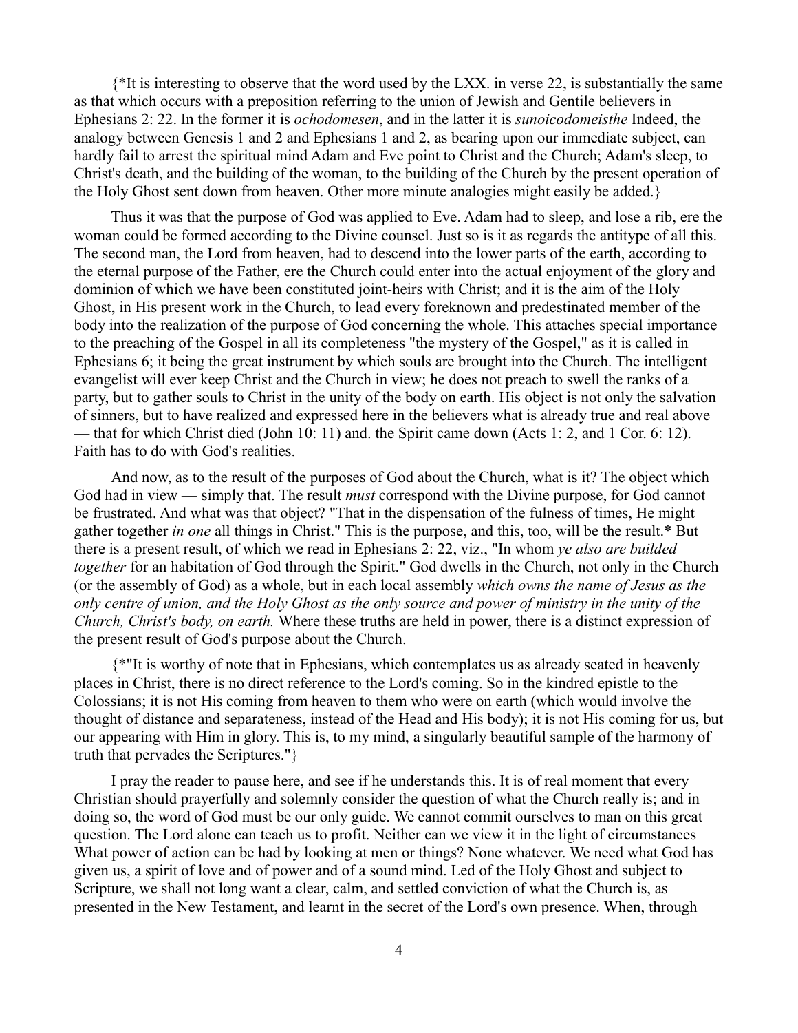{*It is interesting to observe that the word used by the LXX. in verse 22, is substantially the same as that which occurs with a preposition referring to the union of Jewish and Gentile believers in Ephesians 2: 22. In the former it is *ochodomesen*, and in the latter it is *sunoicodomeisthe* Indeed, the analogy between Genesis 1 and 2 and Ephesians 1 and 2, as bearing upon our immediate subject, can hardly fail to arrest the spiritual mind Adam and Eve point to Christ and the Church; Adam's sleep, to Christ's death, and the building of the woman, to the building of the Church by the present operation of the Holy Ghost sent down from heaven. Other more minute analogies might easily be added.}

Thus it was that the purpose of God was applied to Eve. Adam had to sleep, and lose a rib, ere the woman could be formed according to the Divine counsel. Just so is it as regards the antitype of all this. The second man, the Lord from heaven, had to descend into the lower parts of the earth, according to the eternal purpose of the Father, ere the Church could enter into the actual enjoyment of the glory and dominion of which we have been constituted joint-heirs with Christ; and it is the aim of the Holy Ghost, in His present work in the Church, to lead every foreknown and predestinated member of the body into the realization of the purpose of God concerning the whole. This attaches special importance to the preaching of the Gospel in all its completeness "the mystery of the Gospel," as it is called in Ephesians 6; it being the great instrument by which souls are brought into the Church. The intelligent evangelist will ever keep Christ and the Church in view; he does not preach to swell the ranks of a party, but to gather souls to Christ in the unity of the body on earth. His object is not only the salvation of sinners, but to have realized and expressed here in the believers what is already true and real above — that for which Christ died (John 10: 11) and. the Spirit came down (Acts 1: 2, and 1 Cor. 6: 12). Faith has to do with God's realities.

And now, as to the result of the purposes of God about the Church, what is it? The object which God had in view — simply that. The result *must* correspond with the Divine purpose, for God cannot be frustrated. And what was that object? "That in the dispensation of the fulness of times, He might gather together *in one* all things in Christ." This is the purpose, and this, too, will be the result.* But there is a present result, of which we read in Ephesians 2: 22, viz., "In whom *ye also are builded together* for an habitation of God through the Spirit." God dwells in the Church, not only in the Church (or the assembly of God) as a whole, but in each local assembly *which owns the name of Jesus as the only centre of union, and the Holy Ghost as the only source and power of ministry in the unity of the Church, Christ's body, on earth.* Where these truths are held in power, there is a distinct expression of the present result of God's purpose about the Church.

{*"It is worthy of note that in Ephesians, which contemplates us as already seated in heavenly places in Christ, there is no direct reference to the Lord's coming. So in the kindred epistle to the Colossians; it is not His coming from heaven to them who were on earth (which would involve the thought of distance and separateness, instead of the Head and His body); it is not His coming for us, but our appearing with Him in glory. This is, to my mind, a singularly beautiful sample of the harmony of truth that pervades the Scriptures."}

I pray the reader to pause here, and see if he understands this. It is of real moment that every Christian should prayerfully and solemnly consider the question of what the Church really is; and in doing so, the word of God must be our only guide. We cannot commit ourselves to man on this great question. The Lord alone can teach us to profit. Neither can we view it in the light of circumstances What power of action can be had by looking at men or things? None whatever. We need what God has given us, a spirit of love and of power and of a sound mind. Led of the Holy Ghost and subject to Scripture, we shall not long want a clear, calm, and settled conviction of what the Church is, as presented in the New Testament, and learnt in the secret of the Lord's own presence. When, through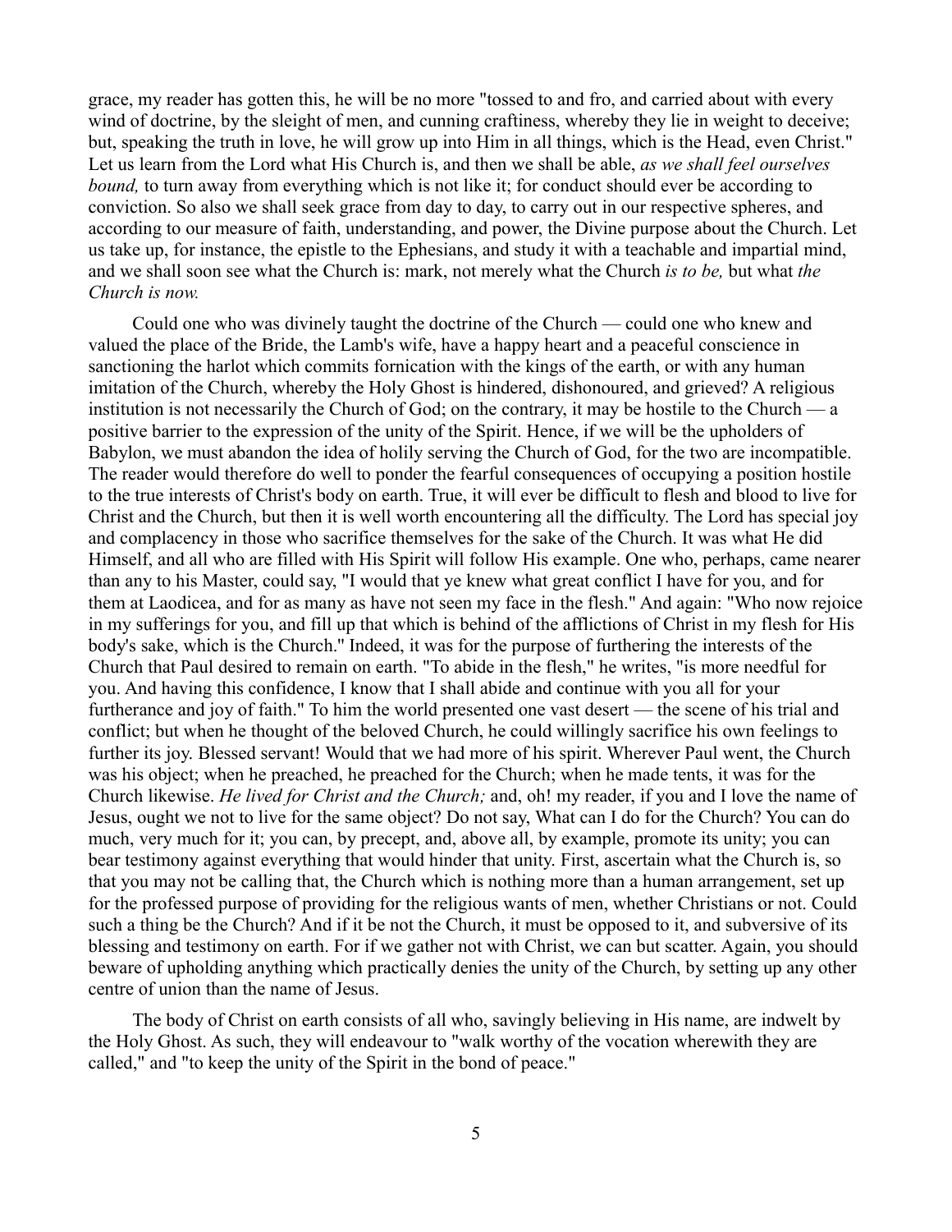grace, my reader has gotten this, he will be no more "tossed to and fro, and carried about with every wind of doctrine, by the sleight of men, and cunning craftiness, whereby they lie in weight to deceive; but, speaking the truth in love, he will grow up into Him in all things, which is the Head, even Christ." Let us learn from the Lord what His Church is, and then we shall be able, *as we shall feel ourselves bound,* to turn away from everything which is not like it; for conduct should ever be according to conviction. So also we shall seek grace from day to day, to carry out in our respective spheres, and according to our measure of faith, understanding, and power, the Divine purpose about the Church. Let us take up, for instance, the epistle to the Ephesians, and study it with a teachable and impartial mind, and we shall soon see what the Church is: mark, not merely what the Church *is to be,* but what *the Church is now.*

Could one who was divinely taught the doctrine of the Church — could one who knew and valued the place of the Bride, the Lamb's wife, have a happy heart and a peaceful conscience in sanctioning the harlot which commits fornication with the kings of the earth, or with any human imitation of the Church, whereby the Holy Ghost is hindered, dishonoured, and grieved? A religious institution is not necessarily the Church of God; on the contrary, it may be hostile to the Church — a positive barrier to the expression of the unity of the Spirit. Hence, if we will be the upholders of Babylon, we must abandon the idea of holily serving the Church of God, for the two are incompatible. The reader would therefore do well to ponder the fearful consequences of occupying a position hostile to the true interests of Christ's body on earth. True, it will ever be difficult to flesh and blood to live for Christ and the Church, but then it is well worth encountering all the difficulty. The Lord has special joy and complacency in those who sacrifice themselves for the sake of the Church. It was what He did Himself, and all who are filled with His Spirit will follow His example. One who, perhaps, came nearer than any to his Master, could say, "I would that ye knew what great conflict I have for you, and for them at Laodicea, and for as many as have not seen my face in the flesh." And again: "Who now rejoice in my sufferings for you, and fill up that which is behind of the afflictions of Christ in my flesh for His body's sake, which is the Church." Indeed, it was for the purpose of furthering the interests of the Church that Paul desired to remain on earth. "To abide in the flesh," he writes, "is more needful for you. And having this confidence, I know that I shall abide and continue with you all for your furtherance and joy of faith." To him the world presented one vast desert — the scene of his trial and conflict; but when he thought of the beloved Church, he could willingly sacrifice his own feelings to further its joy. Blessed servant! Would that we had more of his spirit. Wherever Paul went, the Church was his object; when he preached, he preached for the Church; when he made tents, it was for the Church likewise. *He lived for Christ and the Church;* and, oh! my reader, if you and I love the name of Jesus, ought we not to live for the same object? Do not say, What can I do for the Church? You can do much, very much for it; you can, by precept, and, above all, by example, promote its unity; you can bear testimony against everything that would hinder that unity. First, ascertain what the Church is, so that you may not be calling that, the Church which is nothing more than a human arrangement, set up for the professed purpose of providing for the religious wants of men, whether Christians or not. Could such a thing be the Church? And if it be not the Church, it must be opposed to it, and subversive of its blessing and testimony on earth. For if we gather not with Christ, we can but scatter. Again, you should beware of upholding anything which practically denies the unity of the Church, by setting up any other centre of union than the name of Jesus.

The body of Christ on earth consists of all who, savingly believing in His name, are indwelt by the Holy Ghost. As such, they will endeavour to "walk worthy of the vocation wherewith they are called," and "to keep the unity of the Spirit in the bond of peace."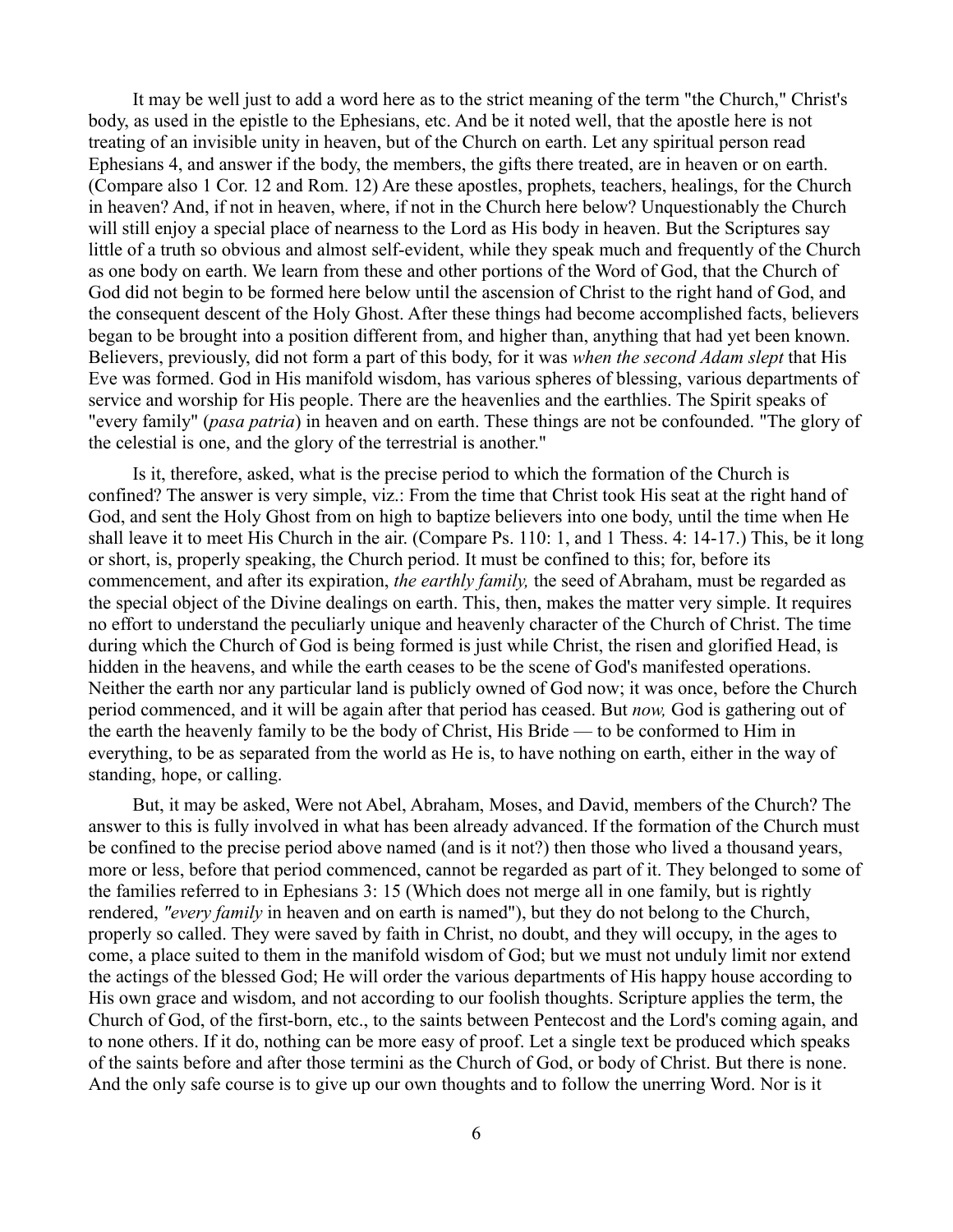It may be well just to add a word here as to the strict meaning of the term "the Church," Christ's body, as used in the epistle to the Ephesians, etc. And be it noted well, that the apostle here is not treating of an invisible unity in heaven, but of the Church on earth. Let any spiritual person read Ephesians 4, and answer if the body, the members, the gifts there treated, are in heaven or on earth. (Compare also 1 Cor. 12 and Rom. 12) Are these apostles, prophets, teachers, healings, for the Church in heaven? And, if not in heaven, where, if not in the Church here below? Unquestionably the Church will still enjoy a special place of nearness to the Lord as His body in heaven. But the Scriptures say little of a truth so obvious and almost self-evident, while they speak much and frequently of the Church as one body on earth. We learn from these and other portions of the Word of God, that the Church of God did not begin to be formed here below until the ascension of Christ to the right hand of God, and the consequent descent of the Holy Ghost. After these things had become accomplished facts, believers began to be brought into a position different from, and higher than, anything that had yet been known. Believers, previously, did not form a part of this body, for it was *when the second Adam slept* that His Eve was formed. God in His manifold wisdom, has various spheres of blessing, various departments of service and worship for His people. There are the heavenlies and the earthlies. The Spirit speaks of "every family" (*pasa patria*) in heaven and on earth. These things are not be confounded. "The glory of the celestial is one, and the glory of the terrestrial is another."

Is it, therefore, asked, what is the precise period to which the formation of the Church is confined? The answer is very simple, viz.: From the time that Christ took His seat at the right hand of God, and sent the Holy Ghost from on high to baptize believers into one body, until the time when He shall leave it to meet His Church in the air. (Compare Ps. 110: 1, and 1 Thess. 4: 14-17.) This, be it long or short, is, properly speaking, the Church period. It must be confined to this; for, before its commencement, and after its expiration, *the earthly family,* the seed of Abraham, must be regarded as the special object of the Divine dealings on earth. This, then, makes the matter very simple. It requires no effort to understand the peculiarly unique and heavenly character of the Church of Christ. The time during which the Church of God is being formed is just while Christ, the risen and glorified Head, is hidden in the heavens, and while the earth ceases to be the scene of God's manifested operations. Neither the earth nor any particular land is publicly owned of God now; it was once, before the Church period commenced, and it will be again after that period has ceased. But *now,* God is gathering out of the earth the heavenly family to be the body of Christ, His Bride — to be conformed to Him in everything, to be as separated from the world as He is, to have nothing on earth, either in the way of standing, hope, or calling.

But, it may be asked, Were not Abel, Abraham, Moses, and David, members of the Church? The answer to this is fully involved in what has been already advanced. If the formation of the Church must be confined to the precise period above named (and is it not?) then those who lived a thousand years, more or less, before that period commenced, cannot be regarded as part of it. They belonged to some of the families referred to in Ephesians 3: 15 (Which does not merge all in one family, but is rightly rendered, *"every family* in heaven and on earth is named"), but they do not belong to the Church, properly so called. They were saved by faith in Christ, no doubt, and they will occupy, in the ages to come, a place suited to them in the manifold wisdom of God; but we must not unduly limit nor extend the actings of the blessed God; He will order the various departments of His happy house according to His own grace and wisdom, and not according to our foolish thoughts. Scripture applies the term, the Church of God, of the first-born, etc., to the saints between Pentecost and the Lord's coming again, and to none others. If it do, nothing can be more easy of proof. Let a single text be produced which speaks of the saints before and after those termini as the Church of God, or body of Christ. But there is none. And the only safe course is to give up our own thoughts and to follow the unerring Word. Nor is it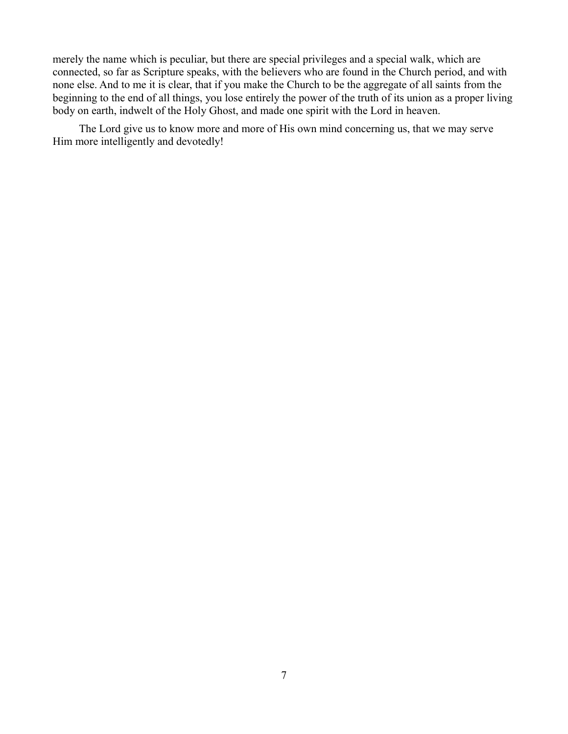merely the name which is peculiar, but there are special privileges and a special walk, which are connected, so far as Scripture speaks, with the believers who are found in the Church period, and with none else. And to me it is clear, that if you make the Church to be the aggregate of all saints from the beginning to the end of all things, you lose entirely the power of the truth of its union as a proper living body on earth, indwelt of the Holy Ghost, and made one spirit with the Lord in heaven.

The Lord give us to know more and more of His own mind concerning us, that we may serve Him more intelligently and devotedly!